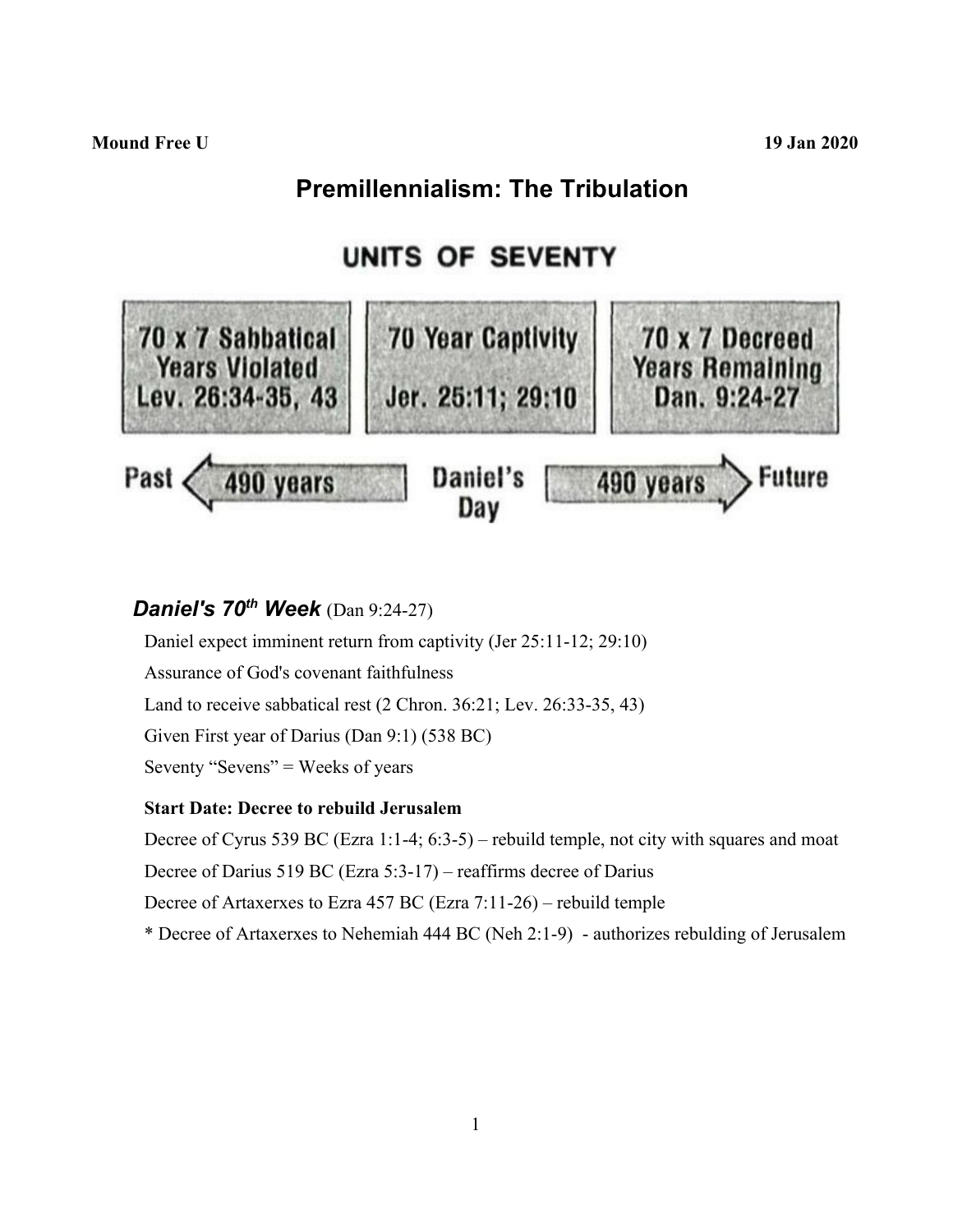**Mound Free U** **19 Jan 2020**

# Premillennialism: The Tribulation

## UNITS OF SEVENTY

| 70 x 7 Sabbatical Years Violated Lev. 26:34-35, 43 | 70 Year Captivity Jer. 25:11; 29:10 | 70 x 7 Decreed Years Remaining Dan. 9:24-27 |
|---|---|---|

Past ⟵ 490 years | Daniel's Day | 490 years ⟶ Future

### ***Daniel's 70th Week*** (Dan 9:24-27)

Daniel expect imminent return from captivity (Jer 25:11-12; 29:10)

Assurance of God's covenant faithfulness

Land to receive sabbatical rest (2 Chron. 36:21; Lev. 26:33-35, 43)

Given First year of Darius (Dan 9:1) (538 BC)

Seventy "Sevens" = Weeks of years

**Start Date: Decree to rebuild Jerusalem**

Decree of Cyrus 539 BC (Ezra 1:1-4; 6:3-5) – rebuild temple, not city with squares and moat

Decree of Darius 519 BC (Ezra 5:3-17) – reaffirms decree of Darius

Decree of Artaxerxes to Ezra 457 BC (Ezra 7:11-26) – rebuild temple

* Decree of Artaxerxes to Nehemiah 444 BC (Neh 2:1-9) - authorizes rebulding of Jerusalem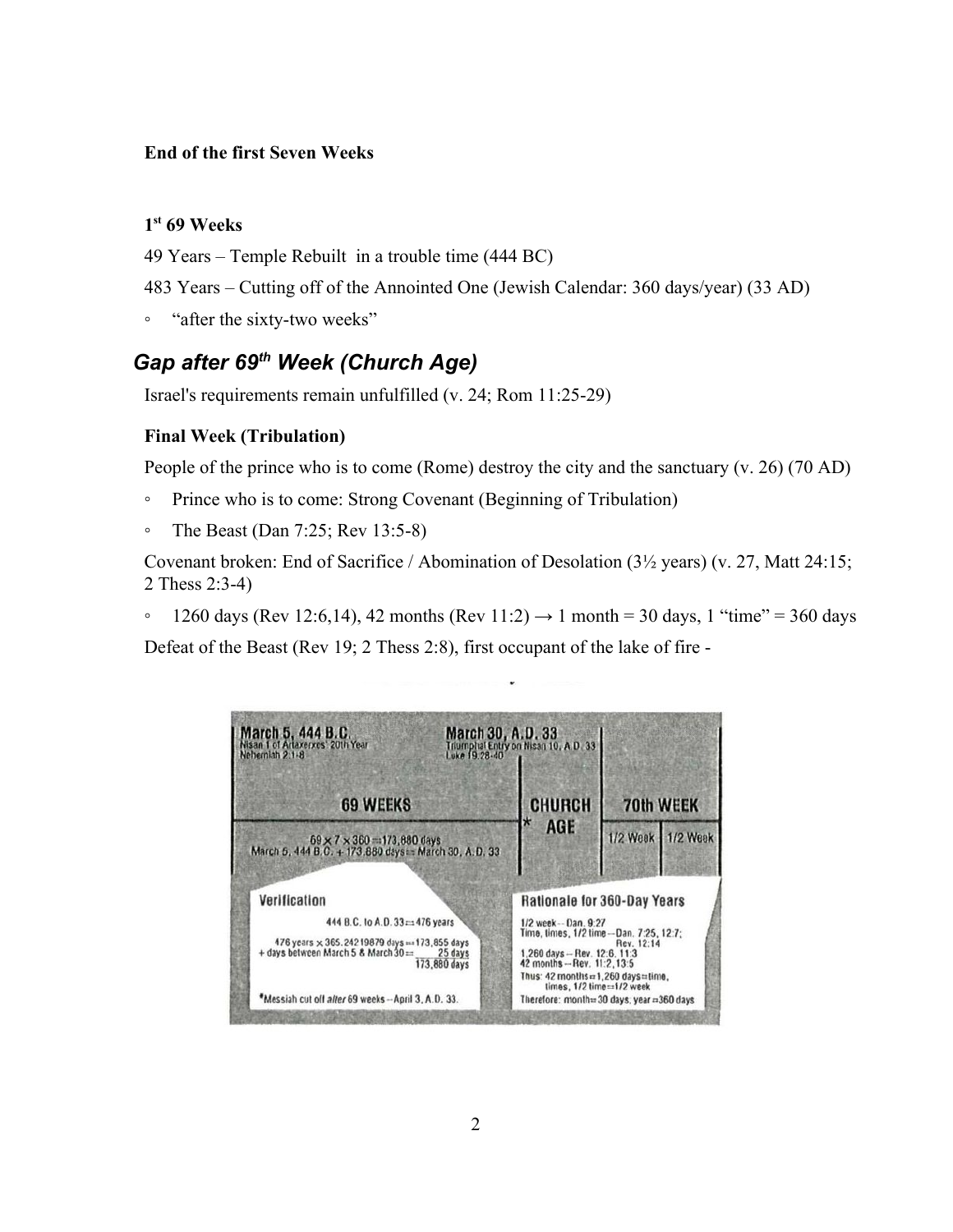**End of the first Seven Weeks**

**1st 69 Weeks**

49 Years – Temple Rebuilt in a trouble time (444 BC)

483 Years – Cutting off of the Annointed One (Jewish Calendar: 360 days/year) (33 AD)

- "after the sixty-two weeks"

## *Gap after 69th Week (Church Age)*

Israel's requirements remain unfulfilled (v. 24; Rom 11:25-29)

**Final Week (Tribulation)**

People of the prince who is to come (Rome) destroy the city and the sanctuary (v. 26) (70 AD)

- Prince who is to come: Strong Covenant (Beginning of Tribulation)
- The Beast (Dan 7:25; Rev 13:5-8)

Covenant broken: End of Sacrifice / Abomination of Desolation (3½ years) (v. 27, Matt 24:15; 2 Thess 2:3-4)

- 1260 days (Rev 12:6,14), 42 months (Rev 11:2) → 1 month = 30 days, 1 "time" = 360 days

Defeat of the Beast (Rev 19; 2 Thess 2:8), first occupant of the lake of fire -

March 5, 444 B.C.
Nisan 1 of Artaxerxes' 20th Year
Nehemiah 2:1-8

March 30, A.D. 33
Triumphal Entry on Nisan 10, A.D. 33
Luke 19:28-40

69 WEEKS

69 × 7 × 360 = 173,880 days
March 5, 444 B.C. + 173,880 days = March 30, A.D. 33

CHURCH * AGE

70th WEEK

1/2 Week

1/2 Week

Verification

444 B.C. to A.D. 33 = 476 years

476 years × 365.24219879 days = 173,855 days
+ days between March 5 & March 30 = 25 days
173,880 days

*Messiah cut off *after* 69 weeks – April 3, A.D. 33.

Rationale for 360-Day Years

1/2 week – Dan. 9:27
Time, times, 1/2 time – Dan. 7:25, 12:7; Rev. 12:14
1,260 days – Rev. 12:6, 11:3
42 months – Rev. 11:2, 13:5

Thus: 42 months = 1,260 days = time, times, 1/2 time = 1/2 week

Therefore: month = 30 days, year = 360 days